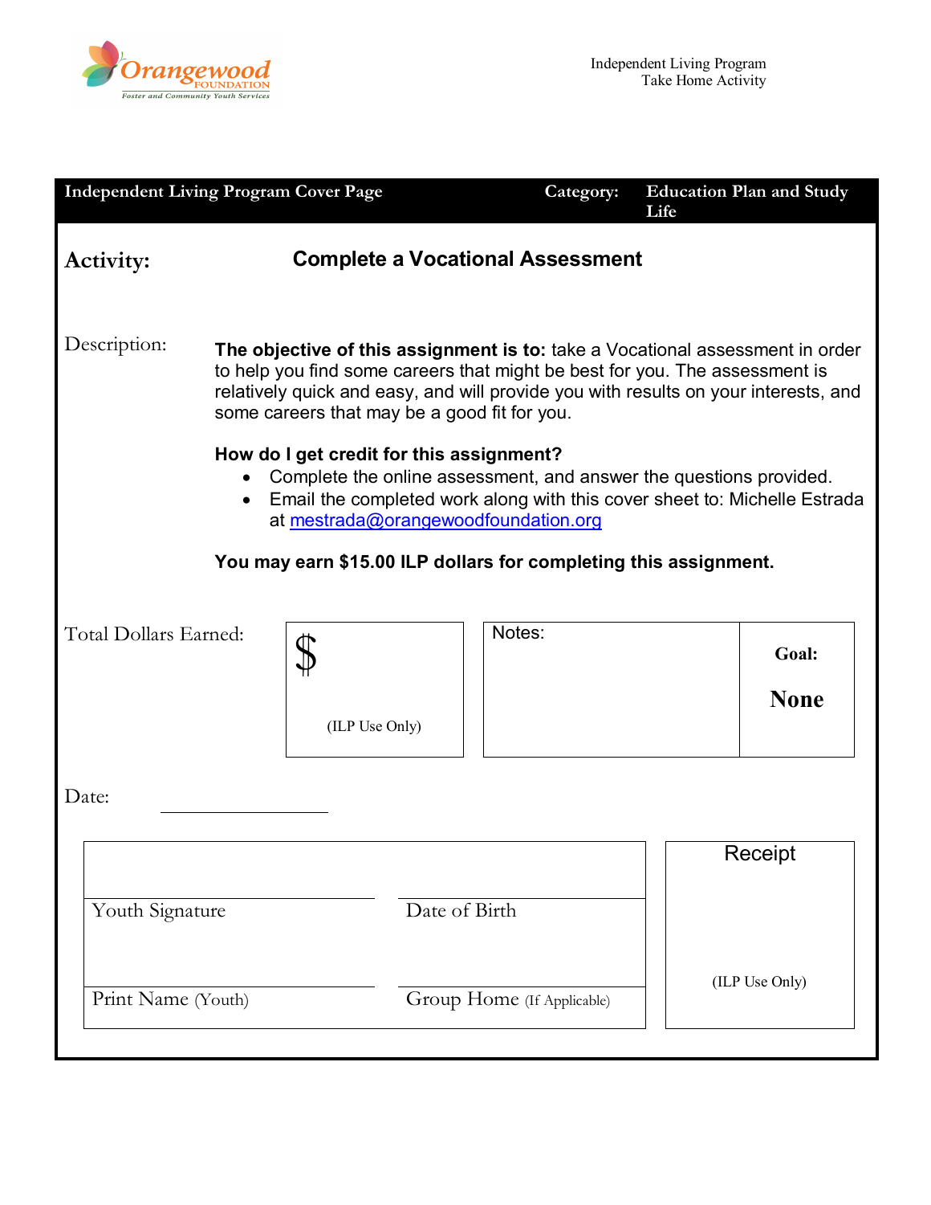Orangewood FOUNDATION
Foster and Community Youth Services

Independent Living Program
Take Home Activity

| Independent Living Program Cover Page | Category: | Education Plan and Study Life |
|---|---|---|

**Activity:** **Complete a Vocational Assessment**

Description:

**The objective of this assignment is to:** take a Vocational assessment in order to help you find some careers that might be best for you. The assessment is relatively quick and easy, and will provide you with results on your interests, and some careers that may be a good fit for you.

**How do I get credit for this assignment?**

- Complete the online assessment, and answer the questions provided.
- Email the completed work along with this cover sheet to: Michelle Estrada at mestrada@orangewoodfoundation.org

**You may earn $15.00 ILP dollars for completing this assignment.**

| Total Dollars Earned: | $ (ILP Use Only) | Notes: | **Goal:** **None** |
|---|---|---|---|

Date: ________________

| | | Receipt |
|---|---|---|
| Youth Signature | Date of Birth | |
| Print Name (Youth) | Group Home (If Applicable) | (ILP Use Only) |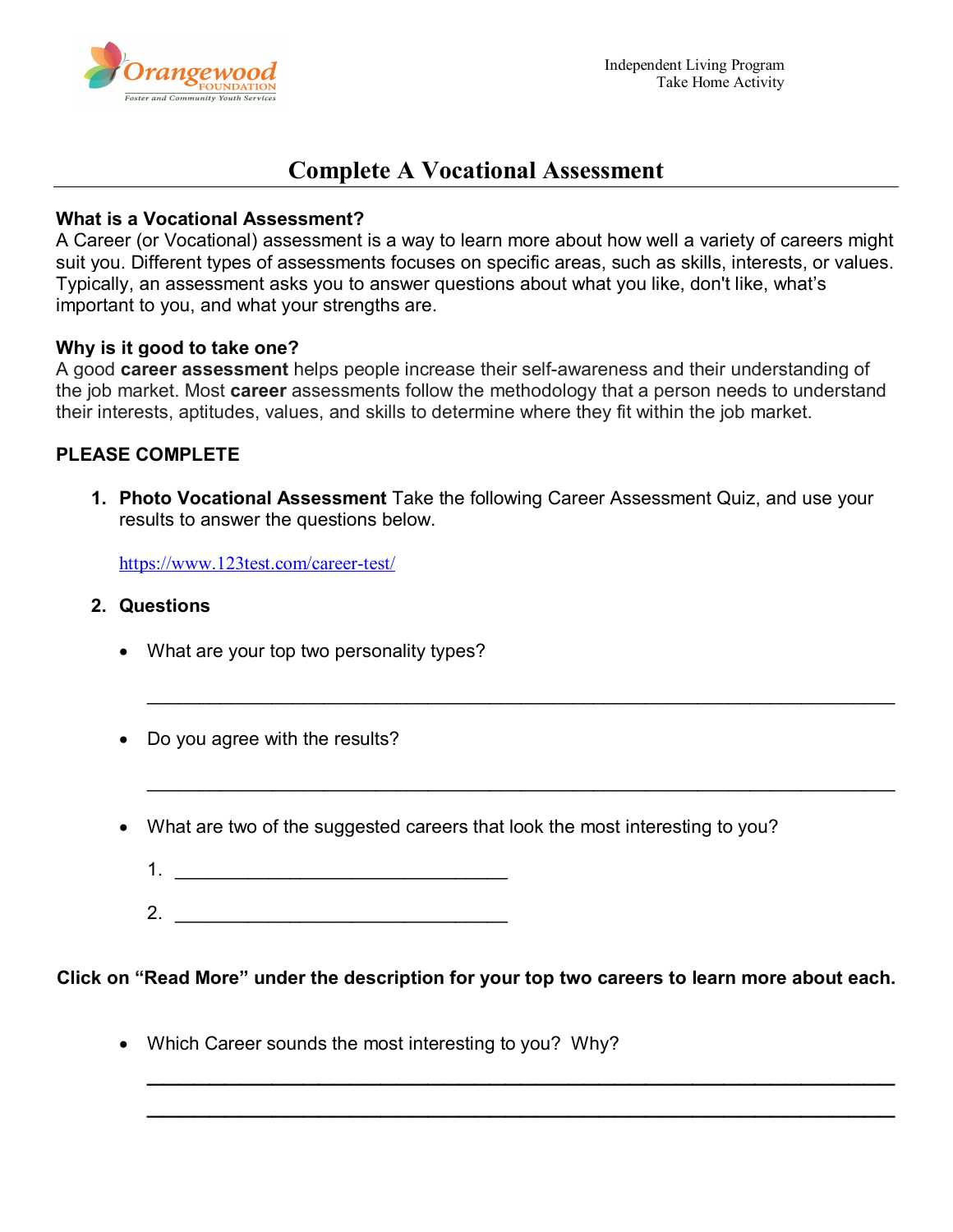Independent Living Program
Take Home Activity

# Complete A Vocational Assessment

**What is a Vocational Assessment?**
A Career (or Vocational) assessment is a way to learn more about how well a variety of careers might suit you. Different types of assessments focuses on specific areas, such as skills, interests, or values. Typically, an assessment asks you to answer questions about what you like, don't like, what's important to you, and what your strengths are.

**Why is it good to take one?**
A good **career assessment** helps people increase their self-awareness and their understanding of the job market. Most **career** assessments follow the methodology that a person needs to understand their interests, aptitudes, values, and skills to determine where they fit within the job market.

**PLEASE COMPLETE**

1. **Photo Vocational Assessment** Take the following Career Assessment Quiz, and use your results to answer the questions below.

   https://www.123test.com/career-test/

2. **Questions**

   - What are your top two personality types?

     ______________________________________________________________________

   - Do you agree with the results?

     ______________________________________________________________________

   - What are two of the suggested careers that look the most interesting to you?

     1. ________________________________

     2. ________________________________

**Click on "Read More" under the description for your top two careers to learn more about each.**

- Which Career sounds the most interesting to you? Why?

  ______________________________________________________________________

  ______________________________________________________________________